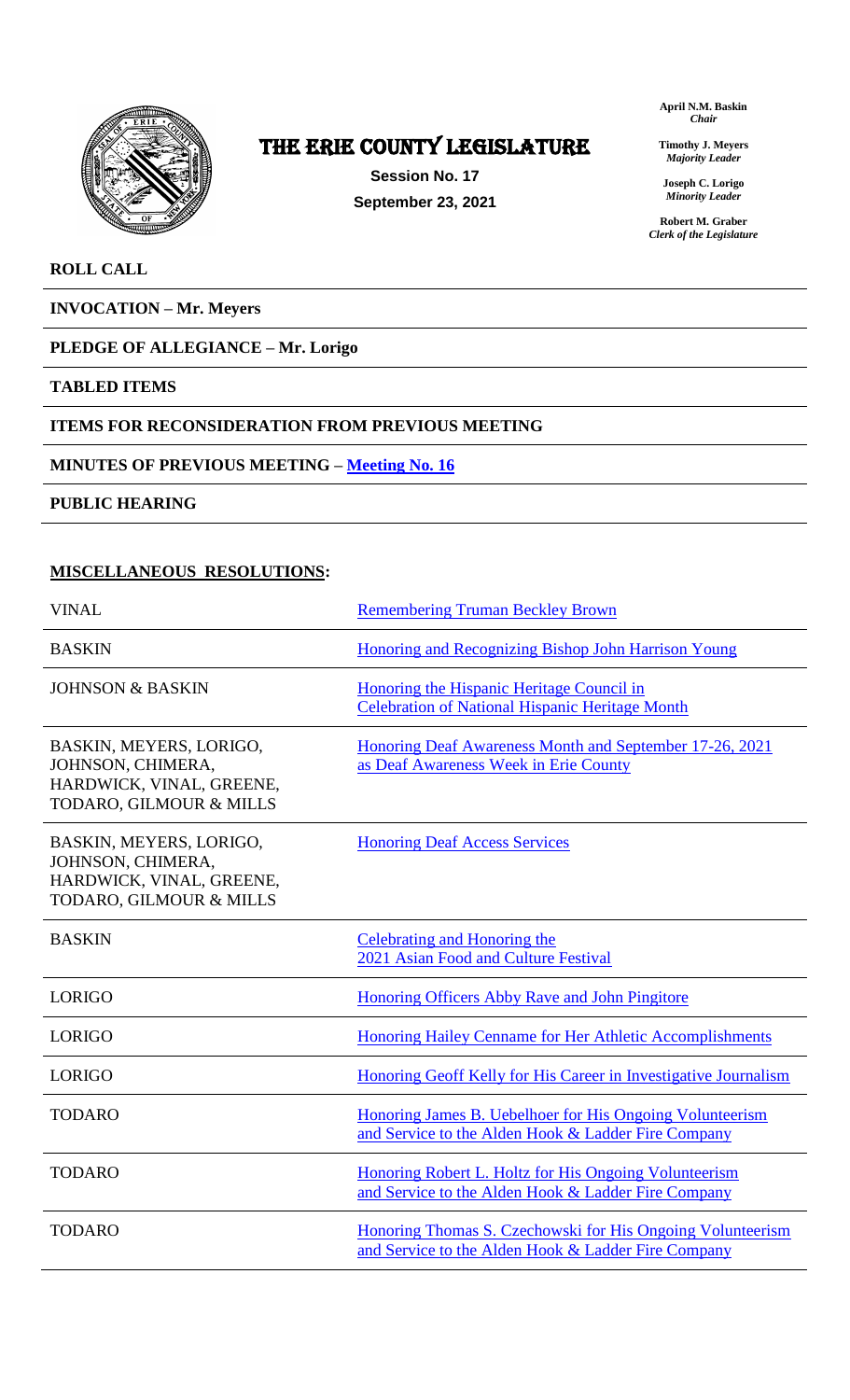# THE ERIE COUNTY LEGISLATURE

**Session No. 17**

**September 23, 2021**

**April N.M. Baskin**
*Chair*

**Timothy J. Meyers**
*Majority Leader*

**Joseph C. Lorigo**
*Minority Leader*

**Robert M. Graber**
*Clerk of the Legislature*

**ROLL CALL**

**INVOCATION – Mr. Meyers**

**PLEDGE OF ALLEGIANCE – Mr. Lorigo**

**TABLED ITEMS**

**ITEMS FOR RECONSIDERATION FROM PREVIOUS MEETING**

**MINUTES OF PREVIOUS MEETING – Meeting No. 16**

**PUBLIC HEARING**

**MISCELLANEOUS RESOLUTIONS:**

| Sponsor | Resolution |
|---|---|
| VINAL | Remembering Truman Beckley Brown |
| BASKIN | Honoring and Recognizing Bishop John Harrison Young |
| JOHNSON & BASKIN | Honoring the Hispanic Heritage Council in Celebration of National Hispanic Heritage Month |
| BASKIN, MEYERS, LORIGO, JOHNSON, CHIMERA, HARDWICK, VINAL, GREENE, TODARO, GILMOUR & MILLS | Honoring Deaf Awareness Month and September 17-26, 2021 as Deaf Awareness Week in Erie County |
| BASKIN, MEYERS, LORIGO, JOHNSON, CHIMERA, HARDWICK, VINAL, GREENE, TODARO, GILMOUR & MILLS | Honoring Deaf Access Services |
| BASKIN | Celebrating and Honoring the 2021 Asian Food and Culture Festival |
| LORIGO | Honoring Officers Abby Rave and John Pingitore |
| LORIGO | Honoring Hailey Cenname for Her Athletic Accomplishments |
| LORIGO | Honoring Geoff Kelly for His Career in Investigative Journalism |
| TODARO | Honoring James B. Uebelhoer for His Ongoing Volunteerism and Service to the Alden Hook & Ladder Fire Company |
| TODARO | Honoring Robert L. Holtz for His Ongoing Volunteerism and Service to the Alden Hook & Ladder Fire Company |
| TODARO | Honoring Thomas S. Czechowski for His Ongoing Volunteerism and Service to the Alden Hook & Ladder Fire Company |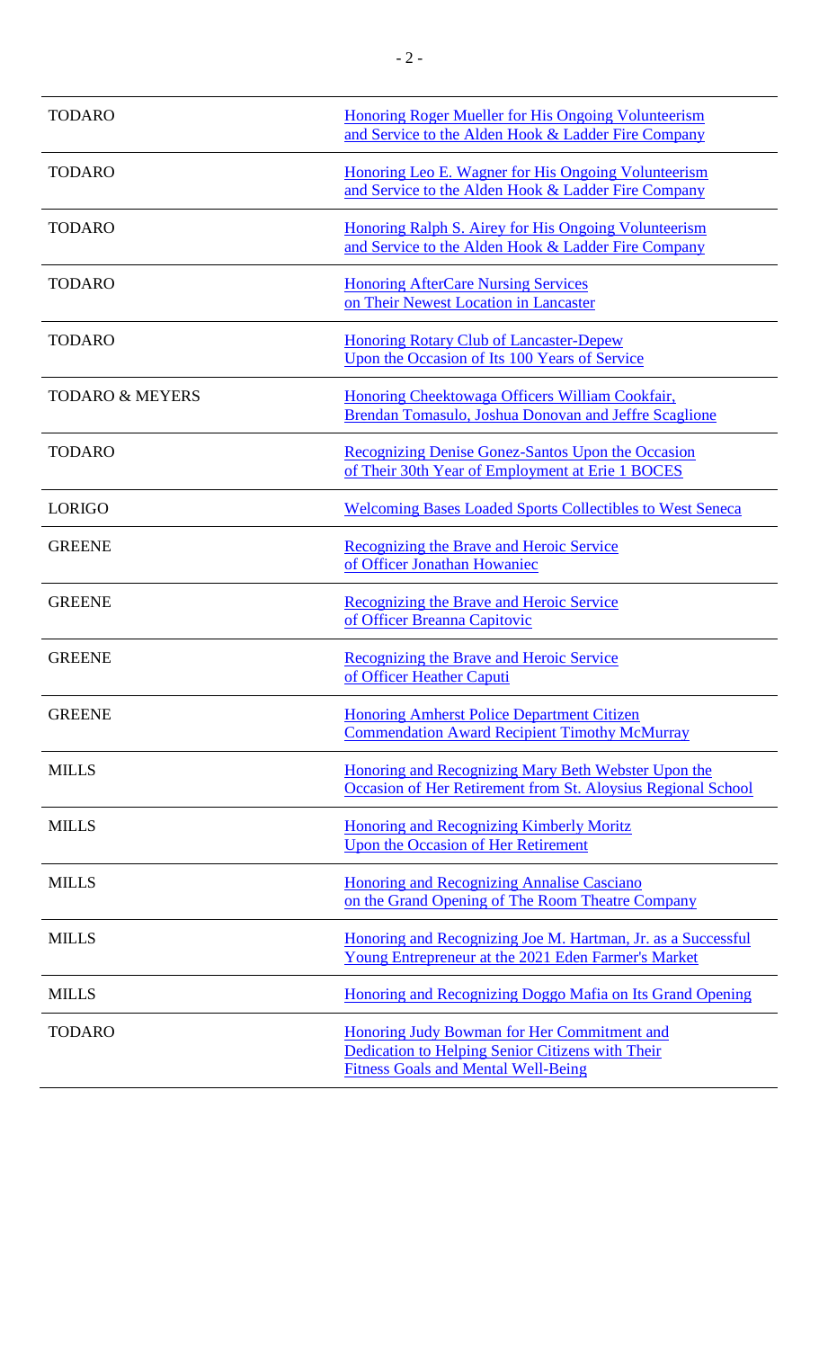| | |
|---|---|
| TODARO | Honoring Roger Mueller for His Ongoing Volunteerism and Service to the Alden Hook & Ladder Fire Company |
| TODARO | Honoring Leo E. Wagner for His Ongoing Volunteerism and Service to the Alden Hook & Ladder Fire Company |
| TODARO | Honoring Ralph S. Airey for His Ongoing Volunteerism and Service to the Alden Hook & Ladder Fire Company |
| TODARO | Honoring AfterCare Nursing Services on Their Newest Location in Lancaster |
| TODARO | Honoring Rotary Club of Lancaster-Depew Upon the Occasion of Its 100 Years of Service |
| TODARO & MEYERS | Honoring Cheektowaga Officers William Cookfair, Brendan Tomasulo, Joshua Donovan and Jeffre Scaglione |
| TODARO | Recognizing Denise Gonez-Santos Upon the Occasion of Their 30th Year of Employment at Erie 1 BOCES |
| LORIGO | Welcoming Bases Loaded Sports Collectibles to West Seneca |
| GREENE | Recognizing the Brave and Heroic Service of Officer Jonathan Howaniec |
| GREENE | Recognizing the Brave and Heroic Service of Officer Breanna Capitovic |
| GREENE | Recognizing the Brave and Heroic Service of Officer Heather Caputi |
| GREENE | Honoring Amherst Police Department Citizen Commendation Award Recipient Timothy McMurray |
| MILLS | Honoring and Recognizing Mary Beth Webster Upon the Occasion of Her Retirement from St. Aloysius Regional School |
| MILLS | Honoring and Recognizing Kimberly Moritz Upon the Occasion of Her Retirement |
| MILLS | Honoring and Recognizing Annalise Casciano on the Grand Opening of The Room Theatre Company |
| MILLS | Honoring and Recognizing Joe M. Hartman, Jr. as a Successful Young Entrepreneur at the 2021 Eden Farmer's Market |
| MILLS | Honoring and Recognizing Doggo Mafia on Its Grand Opening |
| TODARO | Honoring Judy Bowman for Her Commitment and Dedication to Helping Senior Citizens with Their Fitness Goals and Mental Well-Being |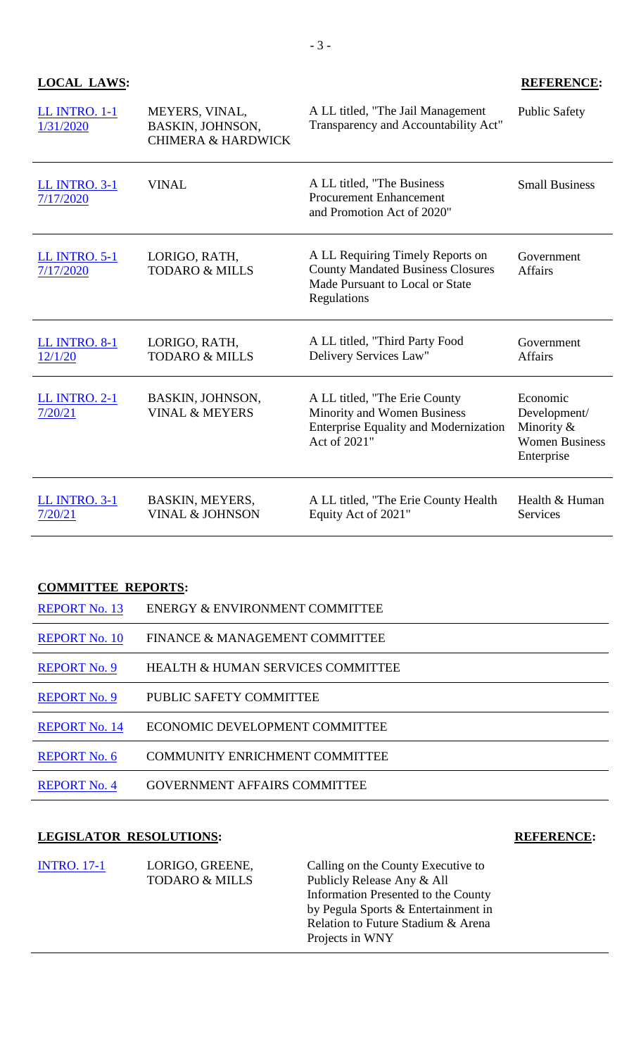## LOCAL LAWS:

| | | | REFERENCE: |
|---|---|---|---|
| LL INTRO. 1-1 1/31/2020 | MEYERS, VINAL, BASKIN, JOHNSON, CHIMERA & HARDWICK | A LL titled, "The Jail Management Transparency and Accountability Act" | Public Safety |
| LL INTRO. 3-1 7/17/2020 | VINAL | A LL titled, "The Business Procurement Enhancement and Promotion Act of 2020" | Small Business |
| LL INTRO. 5-1 7/17/2020 | LORIGO, RATH, TODARO & MILLS | A LL Requiring Timely Reports on County Mandated Business Closures Made Pursuant to Local or State Regulations | Government Affairs |
| LL INTRO. 8-1 12/1/20 | LORIGO, RATH, TODARO & MILLS | A LL titled, "Third Party Food Delivery Services Law" | Government Affairs |
| LL INTRO. 2-1 7/20/21 | BASKIN, JOHNSON, VINAL & MEYERS | A LL titled, "The Erie County Minority and Women Business Enterprise Equality and Modernization Act of 2021" | Economic Development/ Minority & Women Business Enterprise |
| LL INTRO. 3-1 7/20/21 | BASKIN, MEYERS, VINAL & JOHNSON | A LL titled, "The Erie County Health Equity Act of 2021" | Health & Human Services |

## COMMITTEE REPORTS:

| | |
|---|---|
| REPORT No. 13 | ENERGY & ENVIRONMENT COMMITTEE |
| REPORT No. 10 | FINANCE & MANAGEMENT COMMITTEE |
| REPORT No. 9 | HEALTH & HUMAN SERVICES COMMITTEE |
| REPORT No. 9 | PUBLIC SAFETY COMMITTEE |
| REPORT No. 14 | ECONOMIC DEVELOPMENT COMMITTEE |
| REPORT No. 6 | COMMUNITY ENRICHMENT COMMITTEE |
| REPORT No. 4 | GOVERNMENT AFFAIRS COMMITTEE |

## LEGISLATOR RESOLUTIONS:

| | | | REFERENCE: |
|---|---|---|---|
| INTRO. 17-1 | LORIGO, GREENE, TODARO & MILLS | Calling on the County Executive to Publicly Release Any & All Information Presented to the County by Pegula Sports & Entertainment in Relation to Future Stadium & Arena Projects in WNY | |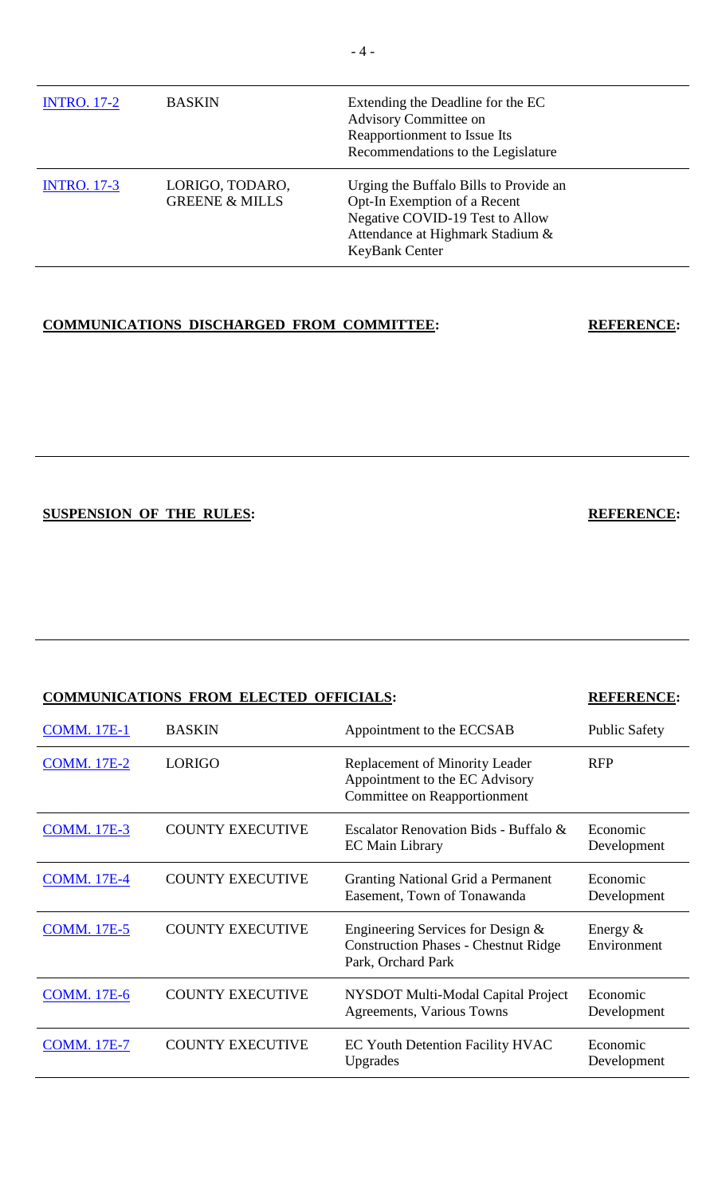| | | | |
|---|---|---|---|
| [INTRO. 17-2] | BASKIN | Extending the Deadline for the EC Advisory Committee on Reapportionment to Issue Its Recommendations to the Legislature | |
| [INTRO. 17-3] | LORIGO, TODARO, GREENE & MILLS | Urging the Buffalo Bills to Provide an Opt-In Exemption of a Recent Negative COVID-19 Test to Allow Attendance at Highmark Stadium & KeyBank Center | |

**COMMUNICATIONS DISCHARGED FROM COMMITTEE:** **REFERENCE:**

**SUSPENSION OF THE RULES:** **REFERENCE:**

**COMMUNICATIONS FROM ELECTED OFFICIALS:** **REFERENCE:**

| | | | |
|---|---|---|---|
| [COMM. 17E-1] | BASKIN | Appointment to the ECCSAB | Public Safety |
| [COMM. 17E-2] | LORIGO | Replacement of Minority Leader Appointment to the EC Advisory Committee on Reapportionment | RFP |
| [COMM. 17E-3] | COUNTY EXECUTIVE | Escalator Renovation Bids - Buffalo & EC Main Library | Economic Development |
| [COMM. 17E-4] | COUNTY EXECUTIVE | Granting National Grid a Permanent Easement, Town of Tonawanda | Economic Development |
| [COMM. 17E-5] | COUNTY EXECUTIVE | Engineering Services for Design & Construction Phases - Chestnut Ridge Park, Orchard Park | Energy & Environment |
| [COMM. 17E-6] | COUNTY EXECUTIVE | NYSDOT Multi-Modal Capital Project Agreements, Various Towns | Economic Development |
| [COMM. 17E-7] | COUNTY EXECUTIVE | EC Youth Detention Facility HVAC Upgrades | Economic Development |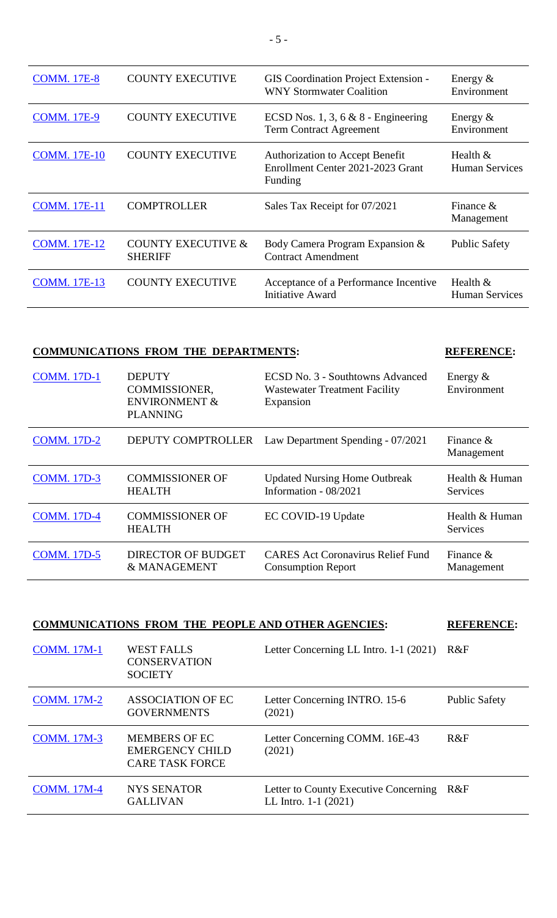| | | | |
|---|---|---|---|
| COMM. 17E-8 | COUNTY EXECUTIVE | GIS Coordination Project Extension - WNY Stormwater Coalition | Energy & Environment |
| COMM. 17E-9 | COUNTY EXECUTIVE | ECSD Nos. 1, 3, 6 & 8 - Engineering Term Contract Agreement | Energy & Environment |
| COMM. 17E-10 | COUNTY EXECUTIVE | Authorization to Accept Benefit Enrollment Center 2021-2023 Grant Funding | Health & Human Services |
| COMM. 17E-11 | COMPTROLLER | Sales Tax Receipt for 07/2021 | Finance & Management |
| COMM. 17E-12 | COUNTY EXECUTIVE & SHERIFF | Body Camera Program Expansion & Contract Amendment | Public Safety |
| COMM. 17E-13 | COUNTY EXECUTIVE | Acceptance of a Performance Incentive Initiative Award | Health & Human Services |

**COMMUNICATIONS FROM THE DEPARTMENTS:** **REFERENCE:**

| | | | |
|---|---|---|---|
| COMM. 17D-1 | DEPUTY COMMISSIONER, ENVIRONMENT & PLANNING | ECSD No. 3 - Southtowns Advanced Wastewater Treatment Facility Expansion | Energy & Environment |
| COMM. 17D-2 | DEPUTY COMPTROLLER | Law Department Spending - 07/2021 | Finance & Management |
| COMM. 17D-3 | COMMISSIONER OF HEALTH | Updated Nursing Home Outbreak Information - 08/2021 | Health & Human Services |
| COMM. 17D-4 | COMMISSIONER OF HEALTH | EC COVID-19 Update | Health & Human Services |
| COMM. 17D-5 | DIRECTOR OF BUDGET & MANAGEMENT | CARES Act Coronavirus Relief Fund Consumption Report | Finance & Management |

**COMMUNICATIONS FROM THE PEOPLE AND OTHER AGENCIES:** **REFERENCE:**

| | | | |
|---|---|---|---|
| COMM. 17M-1 | WEST FALLS CONSERVATION SOCIETY | Letter Concerning LL Intro. 1-1 (2021) | R&F |
| COMM. 17M-2 | ASSOCIATION OF EC GOVERNMENTS | Letter Concerning INTRO. 15-6 (2021) | Public Safety |
| COMM. 17M-3 | MEMBERS OF EC EMERGENCY CHILD CARE TASK FORCE | Letter Concerning COMM. 16E-43 (2021) | R&F |
| COMM. 17M-4 | NYS SENATOR GALLIVAN | Letter to County Executive Concerning LL Intro. 1-1 (2021) | R&F |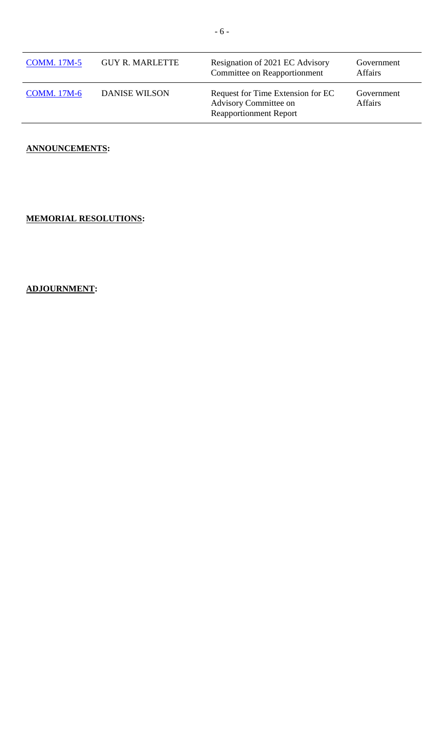| | | | |
|---|---|---|---|
| [COMM. 17M-5] | GUY R. MARLETTE | Resignation of 2021 EC Advisory Committee on Reapportionment | Government Affairs |
| [COMM. 17M-6] | DANISE WILSON | Request for Time Extension for EC Advisory Committee on Reapportionment Report | Government Affairs |

**ANNOUNCEMENTS:**

**MEMORIAL RESOLUTIONS:**

**ADJOURNMENT:**